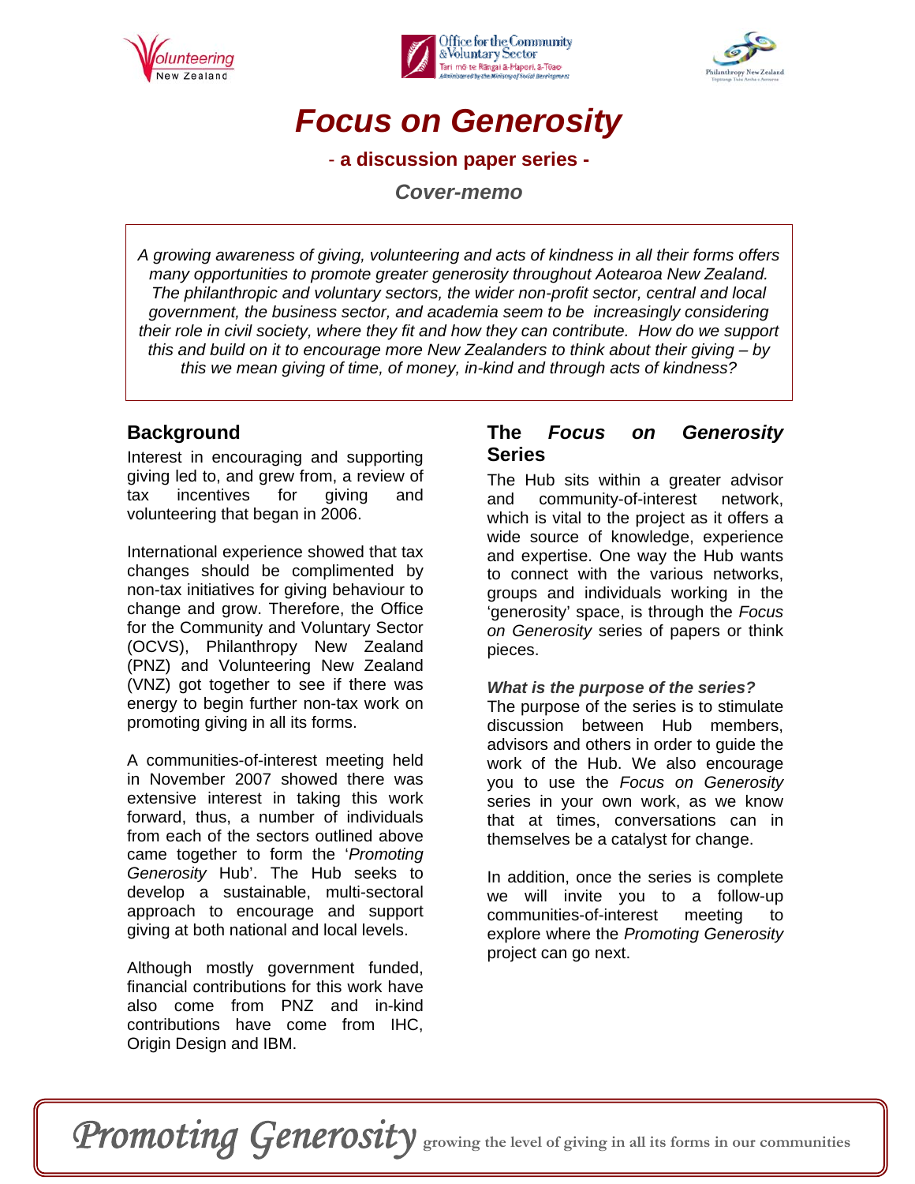# *Focus on Generosity*

**- a discussion paper series -**

***Cover-memo***

*A growing awareness of giving, volunteering and acts of kindness in all their forms offers many opportunities to promote greater generosity throughout Aotearoa New Zealand. The philanthropic and voluntary sectors, the wider non-profit sector, central and local government, the business sector, and academia seem to be increasingly considering their role in civil society, where they fit and how they can contribute. How do we support this and build on it to encourage more New Zealanders to think about their giving – by this we mean giving of time, of money, in-kind and through acts of kindness?*

## Background

Interest in encouraging and supporting giving led to, and grew from, a review of tax incentives for giving and volunteering that began in 2006.

International experience showed that tax changes should be complimented by non-tax initiatives for giving behaviour to change and grow. Therefore, the Office for the Community and Voluntary Sector (OCVS), Philanthropy New Zealand (PNZ) and Volunteering New Zealand (VNZ) got together to see if there was energy to begin further non-tax work on promoting giving in all its forms.

A communities-of-interest meeting held in November 2007 showed there was extensive interest in taking this work forward, thus, a number of individuals from each of the sectors outlined above came together to form the '*Promoting Generosity* Hub'. The Hub seeks to develop a sustainable, multi-sectoral approach to encourage and support giving at both national and local levels.

Although mostly government funded, financial contributions for this work have also come from PNZ and in-kind contributions have come from IHC, Origin Design and IBM.

## The *Focus on Generosity* Series

The Hub sits within a greater advisor and community-of-interest network, which is vital to the project as it offers a wide source of knowledge, experience and expertise. One way the Hub wants to connect with the various networks, groups and individuals working in the 'generosity' space, is through the *Focus on Generosity* series of papers or think pieces.

***What is the purpose of the series?***

The purpose of the series is to stimulate discussion between Hub members, advisors and others in order to guide the work of the Hub. We also encourage you to use the *Focus on Generosity* series in your own work, as we know that at times, conversations can in themselves be a catalyst for change.

In addition, once the series is complete we will invite you to a follow-up communities-of-interest meeting to explore where the *Promoting Generosity* project can go next.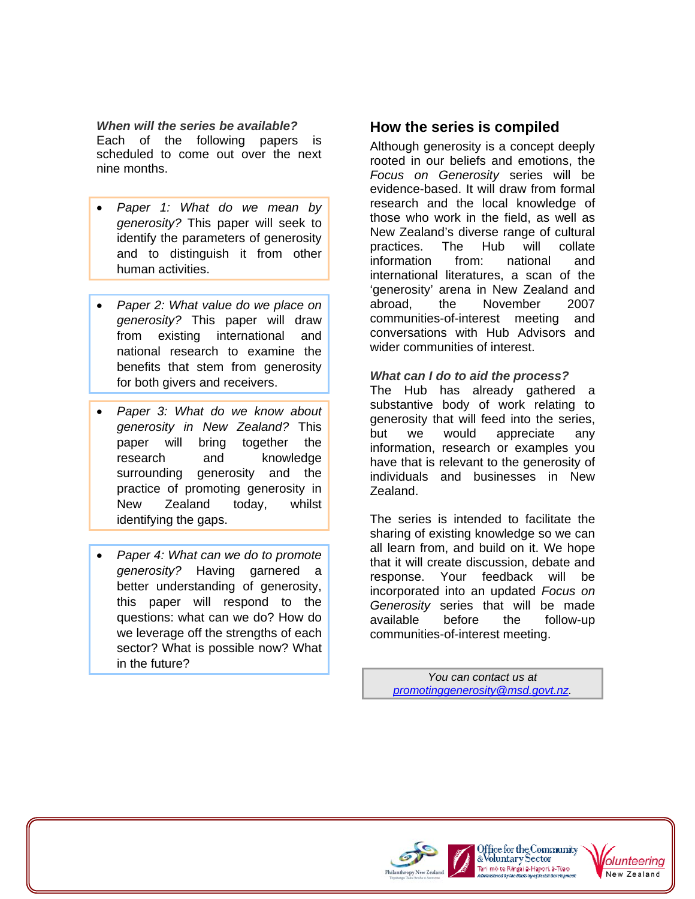***When will the series be available?***

Each of the following papers is scheduled to come out over the next nine months.

- *Paper 1: What do we mean by generosity?* This paper will seek to identify the parameters of generosity and to distinguish it from other human activities.

- *Paper 2: What value do we place on generosity?* This paper will draw from existing international and national research to examine the benefits that stem from generosity for both givers and receivers.

- *Paper 3: What do we know about generosity in New Zealand?* This paper will bring together the research and knowledge surrounding generosity and the practice of promoting generosity in New Zealand today, whilst identifying the gaps.

- *Paper 4: What can we do to promote generosity?* Having garnered a better understanding of generosity, this paper will respond to the questions: what can we do? How do we leverage off the strengths of each sector? What is possible now? What in the future?

## How the series is compiled

Although generosity is a concept deeply rooted in our beliefs and emotions, the *Focus on Generosity* series will be evidence-based. It will draw from formal research and the local knowledge of those who work in the field, as well as New Zealand's diverse range of cultural practices. The Hub will collate information from: national and international literatures, a scan of the 'generosity' arena in New Zealand and abroad, the November 2007 communities-of-interest meeting and conversations with Hub Advisors and wider communities of interest.

***What can I do to aid the process?***

The Hub has already gathered a substantive body of work relating to generosity that will feed into the series, but we would appreciate any information, research or examples you have that is relevant to the generosity of individuals and businesses in New Zealand.

The series is intended to facilitate the sharing of existing knowledge so we can all learn from, and build on it. We hope that it will create discussion, debate and response. Your feedback will be incorporated into an updated *Focus on Generosity* series that will be made available before the follow-up communities-of-interest meeting.

*You can contact us at [promotinggenerosity@msd.govt.nz](mailto:promotinggenerosity@msd.govt.nz).*

Philanthropy New Zealand

Office for the Community & Voluntary Sector
Tari mō te Rāngai ā-Hapori, ā-Tūao

Volunteering New Zealand